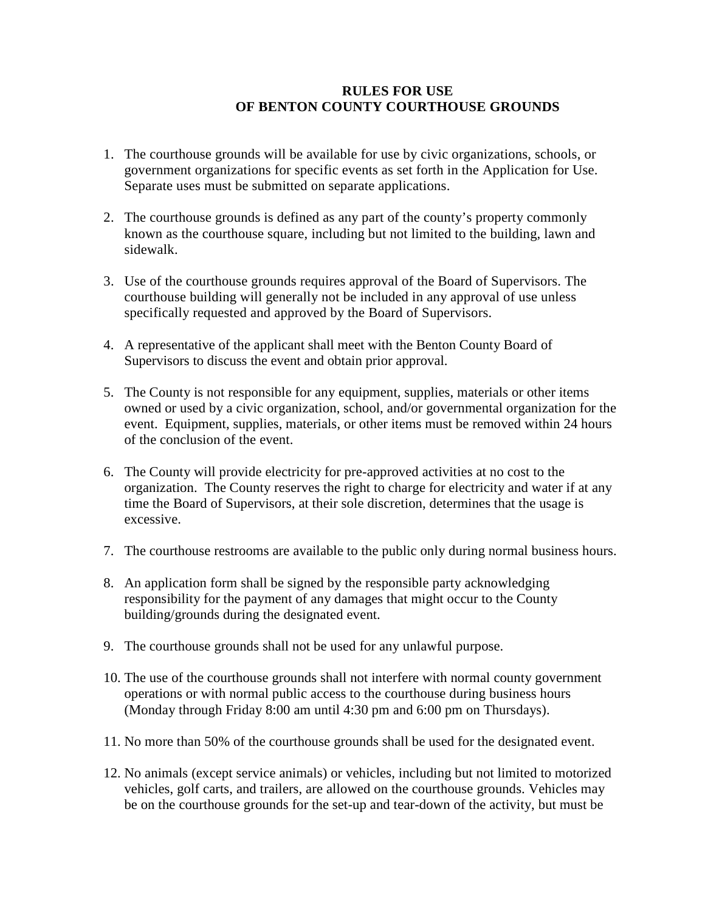# RULES FOR USE
# OF BENTON COUNTY COURTHOUSE GROUNDS

1. The courthouse grounds will be available for use by civic organizations, schools, or government organizations for specific events as set forth in the Application for Use. Separate uses must be submitted on separate applications.

2. The courthouse grounds is defined as any part of the county's property commonly known as the courthouse square, including but not limited to the building, lawn and sidewalk.

3. Use of the courthouse grounds requires approval of the Board of Supervisors. The courthouse building will generally not be included in any approval of use unless specifically requested and approved by the Board of Supervisors.

4. A representative of the applicant shall meet with the Benton County Board of Supervisors to discuss the event and obtain prior approval.

5. The County is not responsible for any equipment, supplies, materials or other items owned or used by a civic organization, school, and/or governmental organization for the event. Equipment, supplies, materials, or other items must be removed within 24 hours of the conclusion of the event.

6. The County will provide electricity for pre-approved activities at no cost to the organization. The County reserves the right to charge for electricity and water if at any time the Board of Supervisors, at their sole discretion, determines that the usage is excessive.

7. The courthouse restrooms are available to the public only during normal business hours.

8. An application form shall be signed by the responsible party acknowledging responsibility for the payment of any damages that might occur to the County building/grounds during the designated event.

9. The courthouse grounds shall not be used for any unlawful purpose.

10. The use of the courthouse grounds shall not interfere with normal county government operations or with normal public access to the courthouse during business hours (Monday through Friday 8:00 am until 4:30 pm and 6:00 pm on Thursdays).

11. No more than 50% of the courthouse grounds shall be used for the designated event.

12. No animals (except service animals) or vehicles, including but not limited to motorized vehicles, golf carts, and trailers, are allowed on the courthouse grounds. Vehicles may be on the courthouse grounds for the set-up and tear-down of the activity, but must be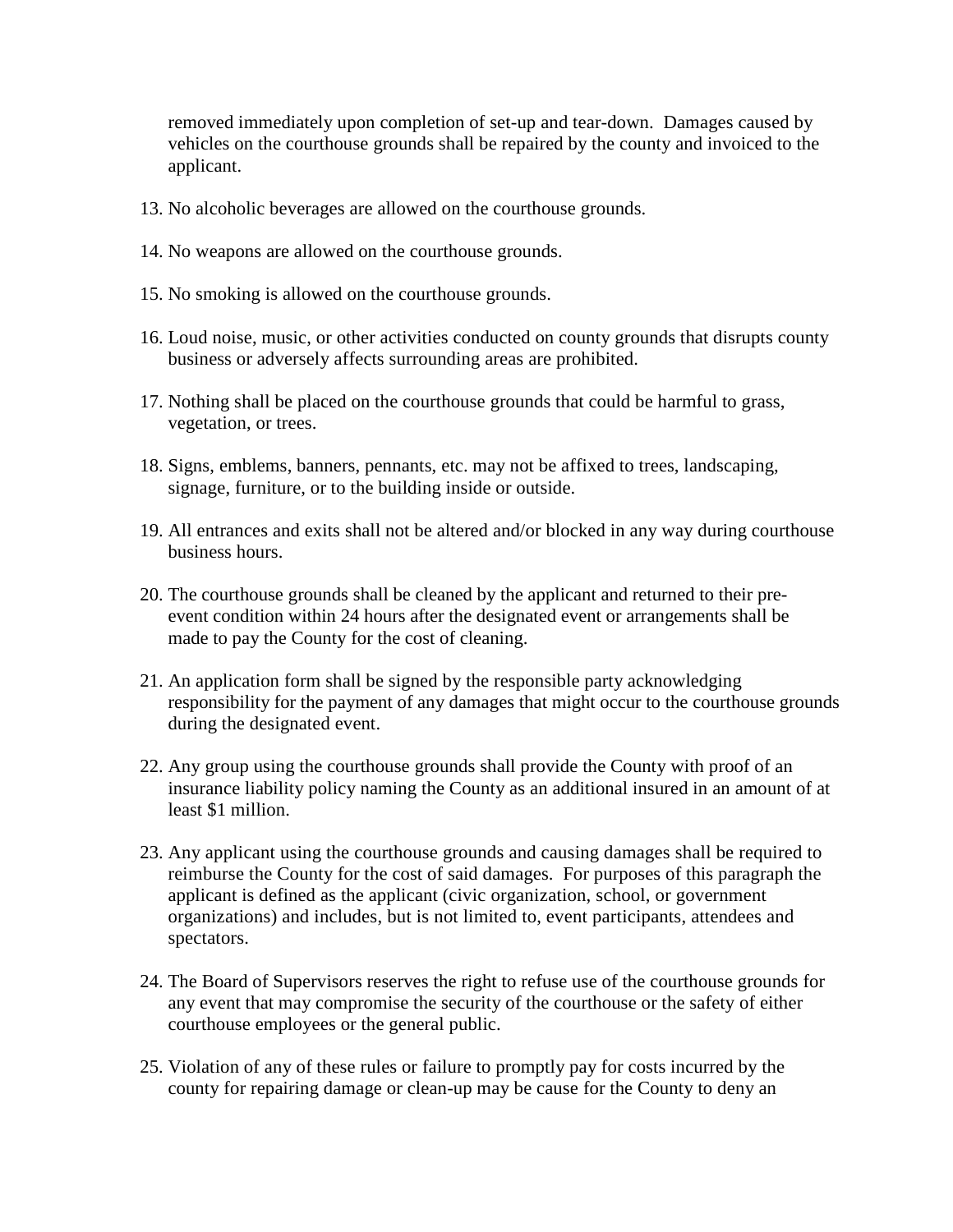removed immediately upon completion of set-up and tear-down. Damages caused by vehicles on the courthouse grounds shall be repaired by the county and invoiced to the applicant.

13. No alcoholic beverages are allowed on the courthouse grounds.

14. No weapons are allowed on the courthouse grounds.

15. No smoking is allowed on the courthouse grounds.

16. Loud noise, music, or other activities conducted on county grounds that disrupts county business or adversely affects surrounding areas are prohibited.

17. Nothing shall be placed on the courthouse grounds that could be harmful to grass, vegetation, or trees.

18. Signs, emblems, banners, pennants, etc. may not be affixed to trees, landscaping, signage, furniture, or to the building inside or outside.

19. All entrances and exits shall not be altered and/or blocked in any way during courthouse business hours.

20. The courthouse grounds shall be cleaned by the applicant and returned to their pre-event condition within 24 hours after the designated event or arrangements shall be made to pay the County for the cost of cleaning.

21. An application form shall be signed by the responsible party acknowledging responsibility for the payment of any damages that might occur to the courthouse grounds during the designated event.

22. Any group using the courthouse grounds shall provide the County with proof of an insurance liability policy naming the County as an additional insured in an amount of at least $1 million.

23. Any applicant using the courthouse grounds and causing damages shall be required to reimburse the County for the cost of said damages. For purposes of this paragraph the applicant is defined as the applicant (civic organization, school, or government organizations) and includes, but is not limited to, event participants, attendees and spectators.

24. The Board of Supervisors reserves the right to refuse use of the courthouse grounds for any event that may compromise the security of the courthouse or the safety of either courthouse employees or the general public.

25. Violation of any of these rules or failure to promptly pay for costs incurred by the county for repairing damage or clean-up may be cause for the County to deny an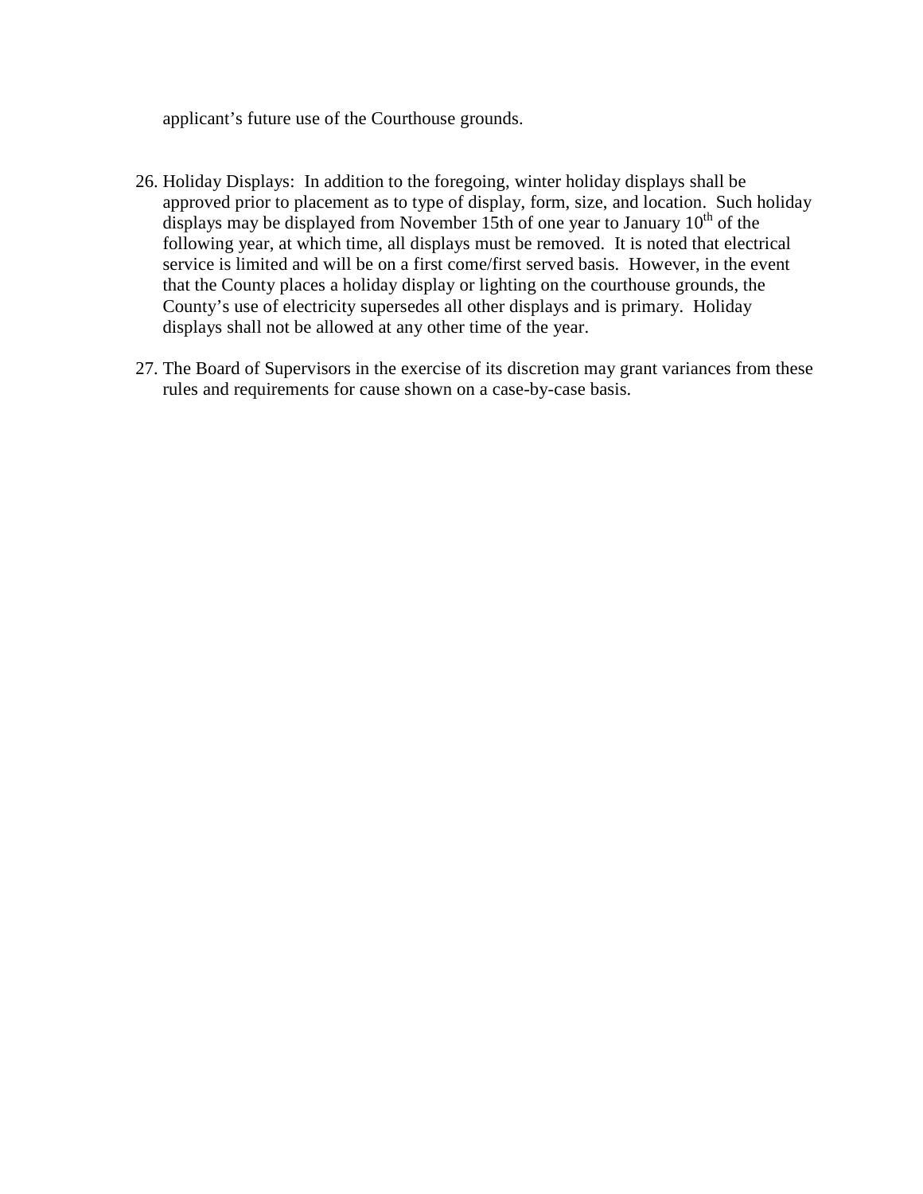applicant's future use of the Courthouse grounds.

26. Holiday Displays: In addition to the foregoing, winter holiday displays shall be approved prior to placement as to type of display, form, size, and location. Such holiday displays may be displayed from November 15th of one year to January 10th of the following year, at which time, all displays must be removed. It is noted that electrical service is limited and will be on a first come/first served basis. However, in the event that the County places a holiday display or lighting on the courthouse grounds, the County's use of electricity supersedes all other displays and is primary. Holiday displays shall not be allowed at any other time of the year.

27. The Board of Supervisors in the exercise of its discretion may grant variances from these rules and requirements for cause shown on a case-by-case basis.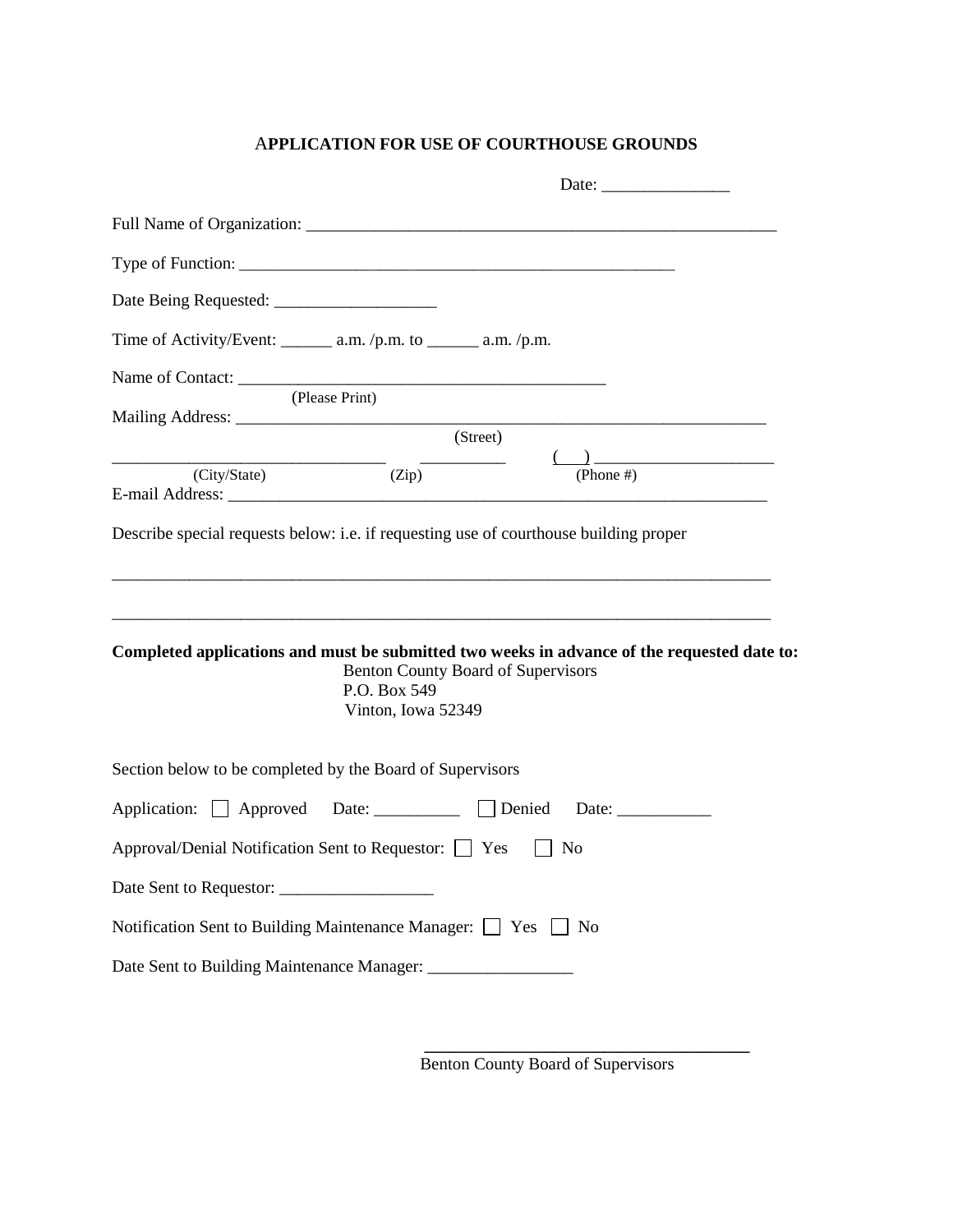# APPLICATION FOR USE OF COURTHOUSE GROUNDS

Date: _______________

Full Name of Organization: ________________________________________________________

Type of Function: ____________________________________________________

Date Being Requested: ___________________

Time of Activity/Event: ______ a.m. /p.m. to ______ a.m. /p.m.

Name of Contact: ____________________________________________
(Please Print)

Mailing Address: _________________________________________________________________
(Street)

_______________________________ __________ (___) ______________________
(City/State) (Zip) (Phone #)

E-mail Address: __________________________________________________________________

Describe special requests below: i.e. if requesting use of courthouse building proper

________________________________________________________________________________

________________________________________________________________________________

**Completed applications and must be submitted two weeks in advance of the requested date to:**

Benton County Board of Supervisors
P.O. Box 549
Vinton, Iowa 52349

Section below to be completed by the Board of Supervisors

Application: ☐ Approved Date: __________ ☐ Denied Date: ___________

Approval/Denial Notification Sent to Requestor: ☐ Yes ☐ No

Date Sent to Requestor: __________________

Notification Sent to Building Maintenance Manager: ☐ Yes ☐ No

Date Sent to Building Maintenance Manager: _________________

____________________________________
Benton County Board of Supervisors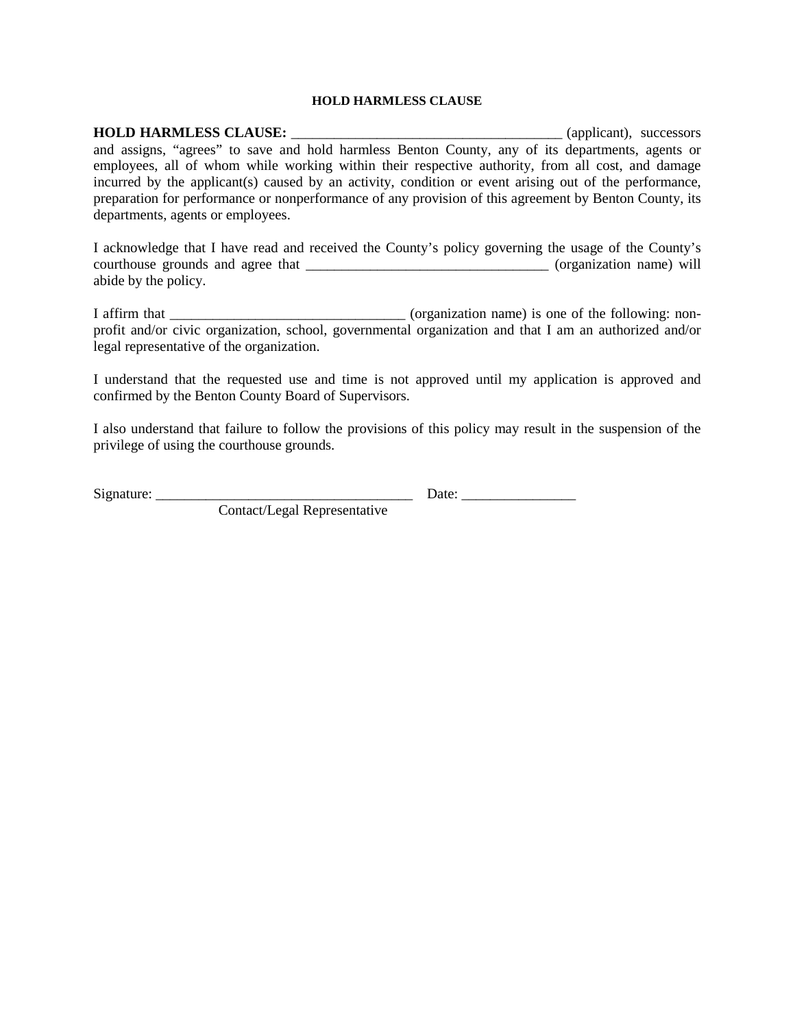# HOLD HARMLESS CLAUSE

**HOLD HARMLESS CLAUSE:** ______________________________________ (applicant), successors and assigns, “agrees” to save and hold harmless Benton County, any of its departments, agents or employees, all of whom while working within their respective authority, from all cost, and damage incurred by the applicant(s) caused by an activity, condition or event arising out of the performance, preparation for performance or nonperformance of any provision of this agreement by Benton County, its departments, agents or employees.

I acknowledge that I have read and received the County’s policy governing the usage of the County’s courthouse grounds and agree that __________________________________ (organization name) will abide by the policy.

I affirm that _________________________________ (organization name) is one of the following: non-profit and/or civic organization, school, governmental organization and that I am an authorized and/or legal representative of the organization.

I understand that the requested use and time is not approved until my application is approved and confirmed by the Benton County Board of Supervisors.

I also understand that failure to follow the provisions of this policy may result in the suspension of the privilege of using the courthouse grounds.

Signature: ___________________________________ Date: ________________
Contact/Legal Representative